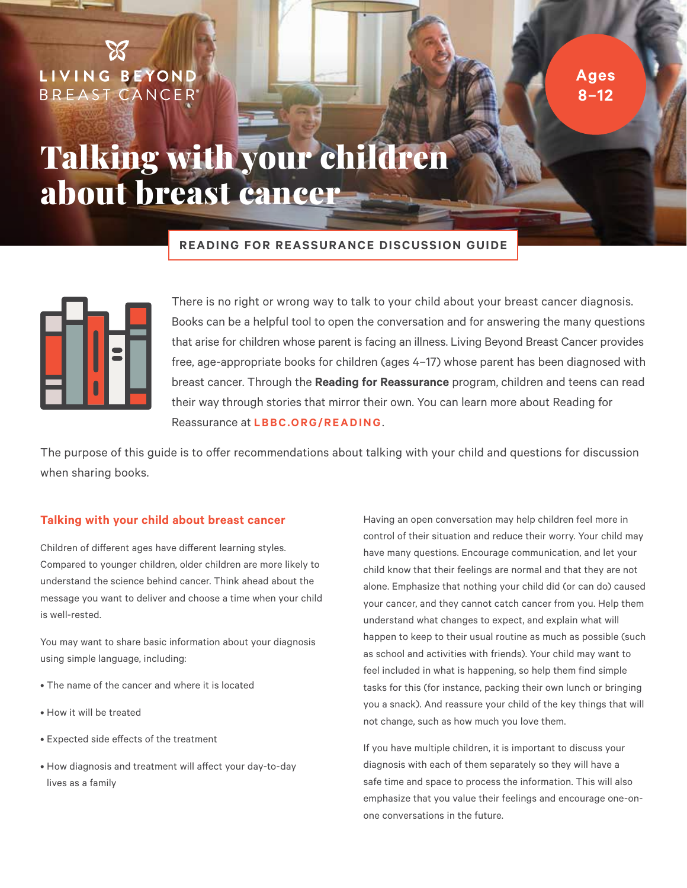LIVING BEYOND BREAST CANCER®

Ages 8–12

# Talking with your children about breast cancer

**READING FOR REASSURANCE DISCUSSION GUIDE**

There is no right or wrong way to talk to your child about your breast cancer diagnosis. Books can be a helpful tool to open the conversation and for answering the many questions that arise for children whose parent is facing an illness. Living Beyond Breast Cancer provides free, age-appropriate books for children (ages 4–17) whose parent has been diagnosed with breast cancer. Through the **Reading for Reassurance** program, children and teens can read their way through stories that mirror their own. You can learn more about Reading for Reassurance at **LBBC.ORG/READING**.

The purpose of this guide is to offer recommendations about talking with your child and questions for discussion when sharing books.

## Talking with your child about breast cancer

Children of different ages have different learning styles. Compared to younger children, older children are more likely to understand the science behind cancer. Think ahead about the message you want to deliver and choose a time when your child is well-rested.

You may want to share basic information about your diagnosis using simple language, including:

- The name of the cancer and where it is located
- How it will be treated
- Expected side effects of the treatment
- How diagnosis and treatment will affect your day-to-day lives as a family

Having an open conversation may help children feel more in control of their situation and reduce their worry. Your child may have many questions. Encourage communication, and let your child know that their feelings are normal and that they are not alone. Emphasize that nothing your child did (or can do) caused your cancer, and they cannot catch cancer from you. Help them understand what changes to expect, and explain what will happen to keep to their usual routine as much as possible (such as school and activities with friends). Your child may want to feel included in what is happening, so help them find simple tasks for this (for instance, packing their own lunch or bringing you a snack). And reassure your child of the key things that will not change, such as how much you love them.

If you have multiple children, it is important to discuss your diagnosis with each of them separately so they will have a safe time and space to process the information. This will also emphasize that you value their feelings and encourage one-on-one conversations in the future.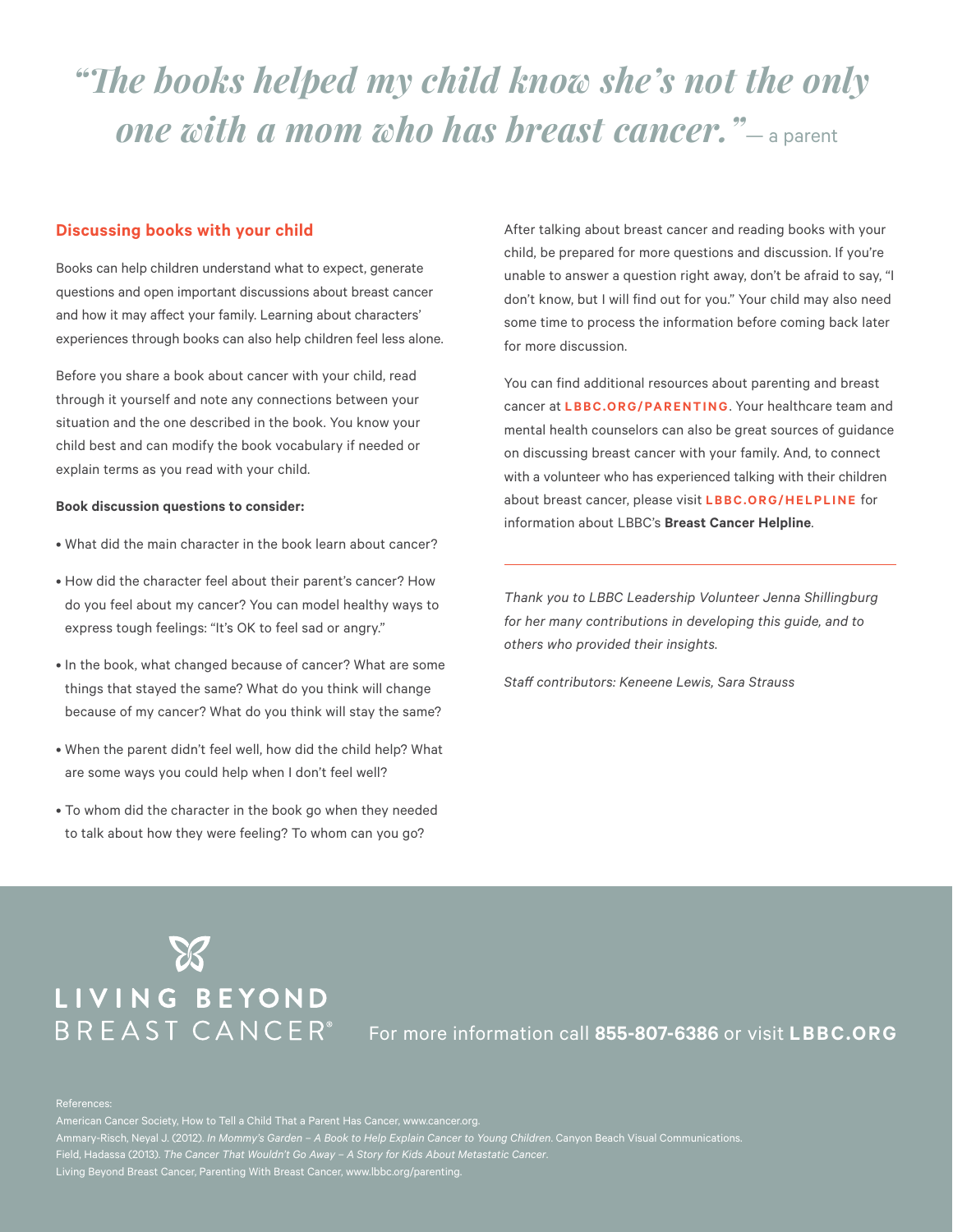*"The books helped my child know she's not the only one with a mom who has breast cancer."* — a parent

## Discussing books with your child

Books can help children understand what to expect, generate questions and open important discussions about breast cancer and how it may affect your family. Learning about characters' experiences through books can also help children feel less alone.

Before you share a book about cancer with your child, read through it yourself and note any connections between your situation and the one described in the book. You know your child best and can modify the book vocabulary if needed or explain terms as you read with your child.

**Book discussion questions to consider:**

- What did the main character in the book learn about cancer?
- How did the character feel about their parent's cancer? How do you feel about my cancer? You can model healthy ways to express tough feelings: "It's OK to feel sad or angry."
- In the book, what changed because of cancer? What are some things that stayed the same? What do you think will change because of my cancer? What do you think will stay the same?
- When the parent didn't feel well, how did the child help? What are some ways you could help when I don't feel well?
- To whom did the character in the book go when they needed to talk about how they were feeling? To whom can you go?

After talking about breast cancer and reading books with your child, be prepared for more questions and discussion. If you're unable to answer a question right away, don't be afraid to say, "I don't know, but I will find out for you." Your child may also need some time to process the information before coming back later for more discussion.

You can find additional resources about parenting and breast cancer at **LBBC.ORG/PARENTING**. Your healthcare team and mental health counselors can also be great sources of guidance on discussing breast cancer with your family. And, to connect with a volunteer who has experienced talking with their children about breast cancer, please visit **LBBC.ORG/HELPLINE** for information about LBBC's **Breast Cancer Helpline**.

---

*Thank you to LBBC Leadership Volunteer Jenna Shillingburg for her many contributions in developing this guide, and to others who provided their insights.*

*Staff contributors: Keneene Lewis, Sara Strauss*

LIVING BEYOND BREAST CANCER®

For more information call **855-807-6386** or visit **LBBC.ORG**

References:

American Cancer Society, How to Tell a Child That a Parent Has Cancer, www.cancer.org.

Ammary-Risch, Neyal J. (2012). *In Mommy's Garden – A Book to Help Explain Cancer to Young Children*. Canyon Beach Visual Communications.

Field, Hadassa (2013). *The Cancer That Wouldn't Go Away – A Story for Kids About Metastatic Cancer*.

Living Beyond Breast Cancer, Parenting With Breast Cancer, www.lbbc.org/parenting.